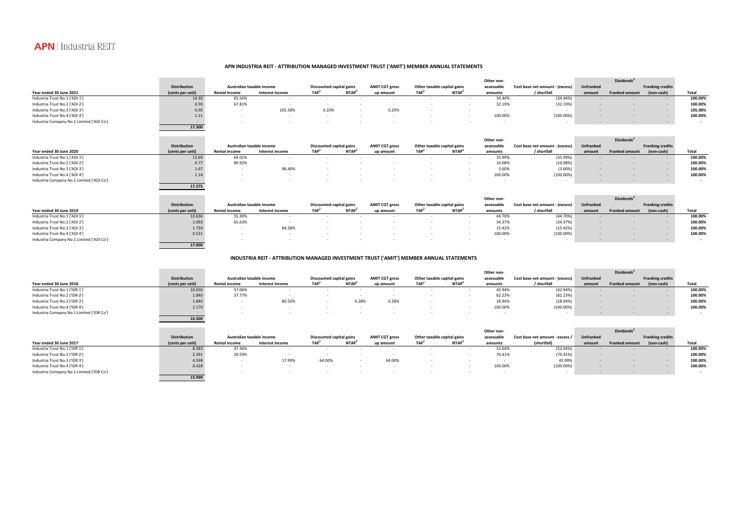**APN** | Industria REIT

## APN INDUSTRIA REIT - ATTRIBUTION MANAGED INVESTMENT TRUST ('AMIT') MEMBER ANNUAL STATEMENTS

| Year ended 30 June 2021 | Distribution (cents per unit) | Australian taxable income – Rental income | Australian taxable income – Interest income | Discounted capital gains – TAP[1] | Discounted capital gains – NTAP[2] | AMIT CGT gross up amount | Other taxable capital gains – TAP[1] | Other taxable capital gains – NTAP[2] | Other non-assessable amounts | Cost base net amount - (excess) / shortfall | Dividends[3] – Unfranked amount | Dividends[3] – Franked amount | Dividends[3] – Franking credits (non-cash) | Total |
|---|---|---|---|---|---|---|---|---|---|---|---|---|---|---|
| Industria Trust No.1 ('ADI 1') | 14.30 | 65.56% | - | - | - | - | - | - | 34.44% | (34.44%) | - | - | - | 100.00% |
| Industria Trust No.2 ('ADI 2') | 0.93 | 67.81% | - | - | - | - | - | - | 32.19% | (32.19%) | - | - | - | 100.00% |
| Industria Trust No.3 ('ADI 3') | 0.95 | - | 105.58% | 0.20% | - | 0.20% | - | - | - | - | - | - | - | 105.98% |
| Industria Trust No.4 ('ADI 4') | 1.11 | - | - | - | - | - | - | - | 100.00% | (100.00%) | - | - | - | 100.00% |
| Industria Company No.1 Limited ('ADI Co') | - | - | - | - | - | - | - | - | - | - | - | - | - | - |
| | 17.300 | | | | | | | | | | | | | |

| Year ended 30 June 2020 | Distribution (cents per unit) | Australian taxable income – Rental income | Australian taxable income – Interest income | Discounted capital gains – TAP[1] | Discounted capital gains – NTAP[2] | AMIT CGT gross up amount | Other taxable capital gains – TAP[1] | Other taxable capital gains – NTAP[2] | Other non-assessable amounts | Cost base net amount - (excess) / shortfall | Dividends[3] – Unfranked amount | Dividends[3] – Franked amount | Dividends[3] – Franking credits (non-cash) | Total |
|---|---|---|---|---|---|---|---|---|---|---|---|---|---|---|
| Industria Trust No.1 ('ADI 1') | 13.69 | 64.01% | - | - | - | - | - | - | 35.99% | (35.99%) | - | - | - | 100.00% |
| Industria Trust No.2 ('ADI 2') | 0.77 | 89.92% | - | - | - | - | - | - | 10.08% | (10.08%) | - | - | - | 100.00% |
| Industria Trust No.3 ('ADI 3') | 1.67 | - | 96.40% | - | - | - | - | - | 3.60% | (3.60%) | - | - | - | 100.00% |
| Industria Trust No.4 ('ADI 4') | 1.14 | - | - | - | - | - | - | - | 100.00% | (100.00%) | - | - | - | 100.00% |
| Industria Company No.1 Limited ('ADI Co') | - | - | - | - | - | - | - | - | - | - | - | - | - | - |
| | 17.275 | | | | | | | | | | | | | |

| Year ended 30 June 2019 | Distribution (cents per unit) | Australian taxable income – Rental income | Australian taxable income – Interest income | Discounted capital gains – TAP[1] | Discounted capital gains – NTAP[2] | AMIT CGT gross up amount | Other taxable capital gains – TAP[1] | Other taxable capital gains – NTAP[2] | Other non-assessable amounts | Cost base net amount - (excess) / shortfall | Dividends[3] – Unfranked amount | Dividends[3] – Franked amount | Dividends[3] – Franking credits (non-cash) | Total |
|---|---|---|---|---|---|---|---|---|---|---|---|---|---|---|
| Industria Trust No.1 ('ADI 1') | 13.636 | 55.30% | - | - | - | - | - | - | 44.70% | (44.70%) | - | - | - | 100.00% |
| Industria Trust No.2 ('ADI 2') | 1.093 | 65.63% | - | - | - | - | - | - | 34.37% | (34.37%) | - | - | - | 100.00% |
| Industria Trust No.3 ('ADI 3') | 1.739 | - | 84.58% | - | - | - | - | - | 15.42% | (15.42%) | - | - | - | 100.00% |
| Industria Trust No.4 ('ADI 4') | 0.531 | - | - | - | - | - | - | - | 100.00% | (100.00%) | - | - | - | 100.00% |
| Industria Company No.1 Limited ('ADI Co') | - | - | - | - | - | - | - | - | - | - | - | - | - | - |
| | 17.000 | | | | | | | | | | | | | |

## INDUSTRIA REIT - ATTRIBUTION MANAGED INVESTMENT TRUST ('AMIT') MEMBER ANNUAL STATEMENTS

| Year ended 30 June 2018 | Distribution (cents per unit) | Australian taxable income – Rental income | Australian taxable income – Interest income | Discounted capital gains – TAP[1] | Discounted capital gains – NTAP[2] | AMIT CGT gross up amount | Other taxable capital gains – TAP[1] | Other taxable capital gains – NTAP[2] | Other non-assessable amounts | Cost base net amount - (excess) / shortfall | Dividends[3] – Unfranked amount | Dividends[3] – Franked amount | Dividends[3] – Franking credits (non-cash) | Total |
|---|---|---|---|---|---|---|---|---|---|---|---|---|---|---|
| Industria Trust No.1 ('IDR 1') | 10.650 | 57.06% | - | - | - | - | - | - | 42.94% | (42.94%) | - | - | - | 100.00% |
| Industria Trust No.2 ('IDR 2') | 1.840 | 37.77% | - | - | - | - | - | - | 62.23% | (62.23%) | - | - | - | 100.00% |
| Industria Trust No.3 ('IDR 3') | 1.840 | - | 80.50% | - | 0.28% | 0.28% | - | - | 18.94% | (18.94%) | - | - | - | 100.00% |
| Industria Trust No.4 ('IDR 4') | 2.170 | - | - | - | - | - | - | - | 100.00% | (100.00%) | - | - | - | 100.00% |
| Industria Company No.1 Limited ('IDR Co') | - | - | - | - | - | - | - | - | - | - | - | - | - | - |
| | 16.500 | | | | | | | | | | | | | |

| Year ended 30 June 2017 | Distribution (cents per unit) | Australian taxable income – Rental income | Australian taxable income – Interest income | Discounted capital gains – TAP[1] | Discounted capital gains – NTAP[2] | AMIT CGT gross up amount | Other taxable capital gains – TAP[1] | Other taxable capital gains – NTAP[2] | Other non-assessable amounts | Cost base net amount - excess / (shortfall) | Dividends[3] – Unfranked amount | Dividends[3] – Franked amount | Dividends[3] – Franking credits (non-cash) | Total |
|---|---|---|---|---|---|---|---|---|---|---|---|---|---|---|
| Industria Trust No.1 ('IDR 1') | 8.583 | 47.36% | - | - | - | - | - | - | 52.64% | (52.64%) | - | - | - | 100.00% |
| Industria Trust No.2 ('IDR 2') | 2.391 | 29.59% | - | - | - | - | - | - | 70.41% | (70.41%) | - | - | - | 100.00% |
| Industria Trust No.3 ('IDR 3') | 4.598 | - | 17.99% | 64.00% | - | 64.00% | - | - | - | 45.99% | - | - | - | 100.00% |
| Industria Trust No.4 ('IDR 4') | 0.428 | - | - | - | - | - | - | - | 100.00% | (100.00%) | - | - | - | 100.00% |
| Industria Company No.1 Limited ('IDR Co') | - | - | - | - | - | - | - | - | - | - | - | - | - | - |
| | 15.999 | | | | | | | | | | | | | |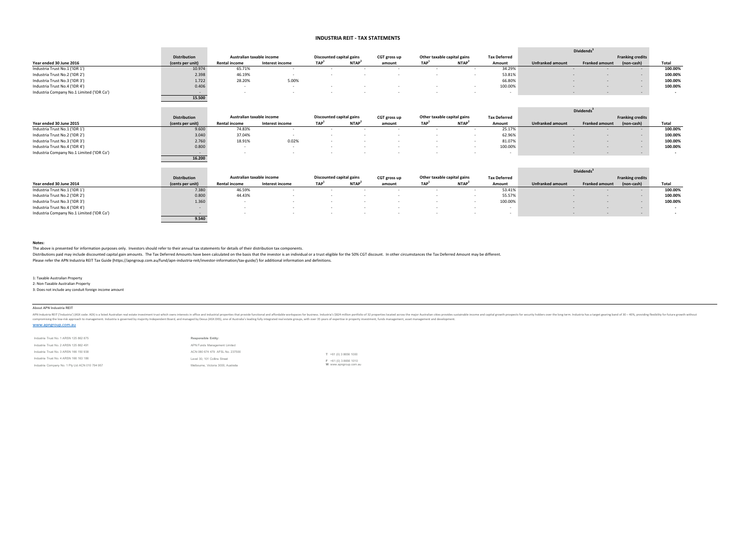# INDUSTRIA REIT - TAX STATEMENTS

| Year ended 30 June 2016 | Distribution (cents per unit) | Australian taxable income | | Discounted capital gains | | CGT gross up amount | Other taxable capital gains | | Tax Deferred Amount | Dividends[3] | | | Total |
|---|---|---|---|---|---|---|---|---|---|---|---|---|---|
| | | Rental income | Interest income | TAP[1] | NTAP[2] | | TAP[1] | NTAP[2] | | Unfranked amount | Franked amount | Franking credits (non-cash) | |
| Industria Trust No.1 ('IDR 1') | 10.974 | 65.71% | - | - | - | - | - | - | 34.29% | - | - | - | 100.00% |
| Industria Trust No.2 ('IDR 2') | 2.398 | 46.19% | - | - | - | - | - | - | 53.81% | - | - | - | 100.00% |
| Industria Trust No.3 ('IDR 3') | 1.722 | 28.20% | 5.00% | | | | | | 66.80% | - | - | - | 100.00% |
| Industria Trust No.4 ('IDR 4') | 0.406 | - | - | - | - | - | - | - | 100.00% | - | - | - | 100.00% |
| Industria Company No.1 Limited ('IDR Co') | - | - | - | - | - | - | - | - | - | - | - | - | - |
| | 15.500 | | | | | | | | | | | | |

| Year ended 30 June 2015 | Distribution (cents per unit) | Australian taxable income | | Discounted capital gains | | CGT gross up amount | Other taxable capital gains | | Tax Deferred Amount | Dividends[3] | | | Total |
|---|---|---|---|---|---|---|---|---|---|---|---|---|---|
| | | Rental income | Interest income | TAP[1] | NTAP[2] | | TAP[1] | NTAP[2] | | Unfranked amount | Franked amount | Franking credits (non-cash) | |
| Industria Trust No.1 ('IDR 1') | 9.600 | 74.83% | - | - | - | - | - | - | 25.17% | - | - | - | 100.00% |
| Industria Trust No.2 ('IDR 2') | 3.040 | 37.04% | - | - | - | - | - | - | 62.96% | - | - | - | 100.00% |
| Industria Trust No.3 ('IDR 3') | 2.760 | 18.91% | 0.02% | - | - | - | - | - | 81.07% | - | - | - | 100.00% |
| Industria Trust No.4 ('IDR 4') | 0.800 | - | - | - | - | - | - | - | 100.00% | - | - | - | 100.00% |
| Industria Company No.1 Limited ('IDR Co') | - | - | - | - | - | - | - | - | - | - | - | - | - |
| | 16.200 | | | | | | | | | | | | |

| Year ended 30 June 2014 | Distribution (cents per unit) | Australian taxable income | | Discounted capital gains | | CGT gross up amount | Other taxable capital gains | | Tax Deferred Amount | Dividends[3] | | | Total |
|---|---|---|---|---|---|---|---|---|---|---|---|---|---|
| | | Rental income | Interest income | TAP[1] | NTAP[2] | | TAP[1] | NTAP[2] | | Unfranked amount | Franked amount | Franking credits (non-cash) | |
| Industria Trust No.1 ('IDR 1') | 7.380 | 46.59% | - | - | - | - | - | - | 53.41% | - | - | - | 100.00% |
| Industria Trust No.2 ('IDR 2') | 0.800 | 44.43% | - | - | - | - | - | - | 55.57% | - | - | - | 100.00% |
| Industria Trust No.3 ('IDR 3') | 1.360 | - | - | - | - | - | - | - | 100.00% | - | - | - | 100.00% |
| Industria Trust No.4 ('IDR 4') | - | - | - | - | - | - | - | - | - | - | - | - | - |
| Industria Company No.1 Limited ('IDR Co') | - | - | - | - | - | - | - | - | - | - | - | - | - |
| | 9.540 | | | | | | | | | | | | |

**Notes:**

The above is presented for information purposes only. Investors should refer to their annual tax statements for details of their distribution tax components.

Distributions paid may include discounted capital gain amounts. The Tax Deferred Amounts have been calculated on the basis that the investor is an individual or a trust eligible for the 50% CGT discount. In other circumstances the Tax Deferred Amount may be different.

Please refer the APN Industria REIT Tax Guide (https://apngroup.com.au/fund/apn-industria-reit/investor-information/tax-guide/) for additional information and definitions.

1: Taxable Australian Property

2: Non-Taxable Australian Property

3: Does not include any conduit foreign income amount

**About APN Industria REIT**

APN Industria REIT ('Industria') (ASX code: ADI) is a listed Australian real estate investment trust which owns interests in office and industrial properties that provide functional and affordable workspaces for business. Industria's $824 million portfolio of 32 properties located across the major Australian cities provides sustainable income and capital growth prospects for security holders over the long term. Industria has a target gearing band of 30 – 40%, providing flexibility for future growth without compromising the low-risk approach to management. Industria is governed by majority Independent Board, and managed by Dexus (ASX:DXS), one of Australia's leading fully integrated real estate groups, with over 35 years of expertise in property investment, funds management, asset management and development.

www.apngroup.com.au

Industria Trust No. 1 ARSN 125 862 875
Industria Trust No. 2 ARSN 125 862 491
Industria Trust No. 3 ARSN 166 150 938
Industria Trust No. 4 ARSN 166 163 186
Industria Company No. 1 Pty Ltd ACN 010 794 957

**Responsible Entity:**
APN Funds Management Limited
ACN 080 674 479 AFSL No. 237500
Level 30, 101 Collins Street
Melbourne, Victoria 3000, Australia

T +61 (0) 3 8656 1000
F +61 (0) 3 8656 1010
W www.apngroup.com.au